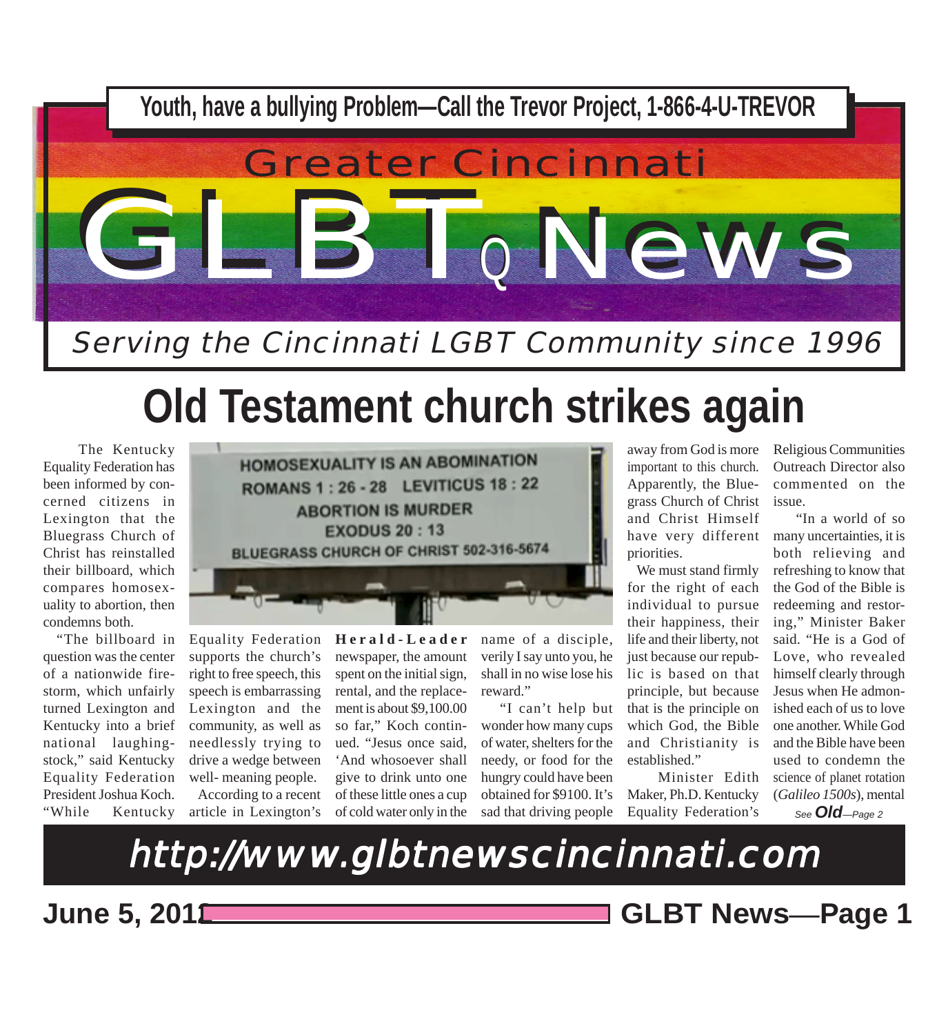Youth, have a bullying Problem—Call the Trevor Project, 1-866-4-U-TREVOR

# Greater Cincinnati GLBTQ News

*Serving the Cincinnati LGBT Community since 1996*

## Old Testament church strikes again

HOMOSEXUALITY IS AN ABOMINATION
ROMANS 1 : 26 - 28 LEVITICUS 18 : 22
ABORTION IS MURDER
EXODUS 20 : 13
BLUEGRASS CHURCH OF CHRIST 502-316-5674

The Kentucky Equality Federation has been informed by concerned citizens in Lexington that the Bluegrass Church of Christ has reinstalled their billboard, which compares homosexuality to abortion, then condemns both.

"The billboard in question was the center of a nationwide firestorm, which unfairly turned Lexington and Kentucky into a brief national laughing-stock," said Kentucky Equality Federation President Joshua Koch. "While Kentucky Equality Federation supports the church's right to free speech, this speech is embarrassing Lexington and the community, as well as needlessly trying to drive a wedge between well- meaning people.

According to a recent article in Lexington's **Herald-Leader** newspaper, the amount spent on the initial sign, rental, and the replacement is about $9,100.00 so far," Koch continued. "Jesus once said, 'And whosoever shall give to drink unto one of these little ones a cup of cold water only in the name of a disciple, verily I say unto you, he shall in no wise lose his reward."

"I can't help but wonder how many cups of water, shelters for the needy, or food for the hungry could have been obtained for $9100. It's sad that driving people away from God is more important to this church. Apparently, the Bluegrass Church of Christ and Christ Himself have very different priorities.

We must stand firmly for the right of each individual to pursue their happiness, their life and their liberty, not just because our republic is based on that principle, but because that is the principle on which God, the Bible and Christianity is established."

Minister Edith Maker, Ph.D. Kentucky Equality Federation's Religious Communities Outreach Director also commented on the issue.

"In a world of so many uncertainties, it is both relieving and refreshing to know that the God of the Bible is redeeming and restoring," Minister Baker said. "He is a God of Love, who revealed himself clearly through Jesus when He admonished each of us to love one another. While God and the Bible have been used to condemn the science of planet rotation (*Galileo 1500s*), mental

*See* ***Old****—Page 2*

http://www.glbtnewscincinnati.com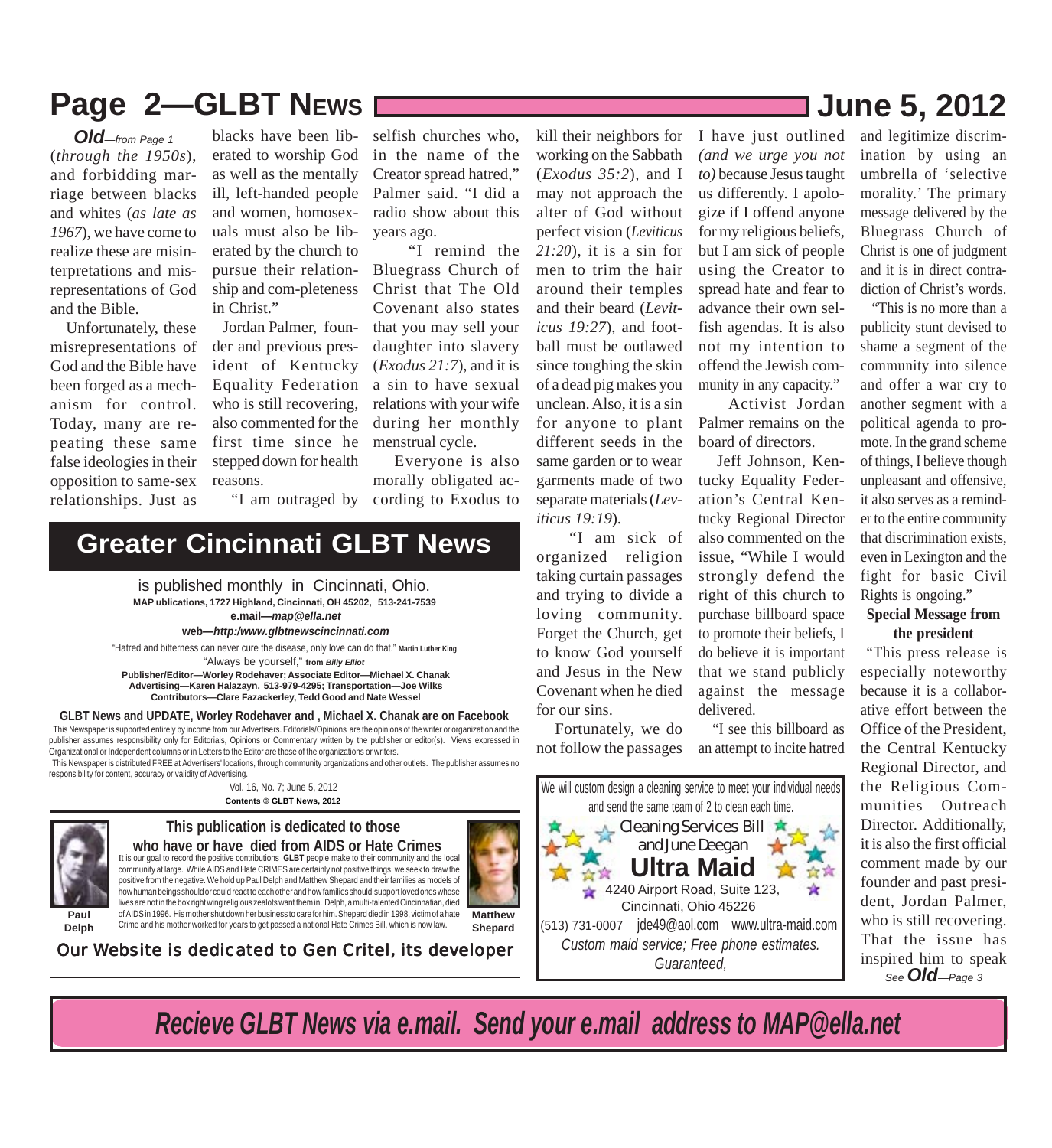***Old**—from Page 1*

(*through the 1950s*), and forbidding marriage between blacks and whites (*as late as 1967*), we have come to realize these are misinterpretations and misrepresentations of God and the Bible.

Unfortunately, these misrepresentations of God and the Bible have been forged as a mechanism for control. Today, many are repeating these same false ideologies in their opposition to same-sex relationships. Just as blacks have been liberated to worship God as well as the mentally ill, left-handed people and women, homosexuals must also be liberated by the church to pursue their relationship and com-pleteness in Christ."

Jordan Palmer, founder and previous president of Kentucky Equality Federation who is still recovering, also commented for the first time since he stepped down for health reasons.

"I am outraged by selfish churches who, in the name of the Creator spread hatred," Palmer said. "I did a radio show about this years ago.

"I remind the Bluegrass Church of Christ that The Old Covenant also states that you may sell your daughter into slavery (*Exodus 21:7*), and it is a sin to have sexual relations with your wife during her monthly menstrual cycle.

Everyone is also morally obligated according to Exodus to kill their neighbors for working on the Sabbath (*Exodus 35:2*), and I may not approach the alter of God without perfect vision (*Leviticus 21:20*), it is a sin for men to trim the hair around their temples and their beard (*Leviticus 19:27*), and football must be outlawed since toughing the skin of a dead pig makes you unclean. Also, it is a sin for anyone to plant different seeds in the same garden or to wear garments made of two separate materials (*Leviticus 19:19*).

"I am sick of organized religion taking curtain passages and trying to divide a loving community. Forget the Church, get to know God yourself and Jesus in the New Covenant when he died for our sins.

Fortunately, we do not follow the passages I have just outlined *(and we urge you not to)* because Jesus taught us differently. I apologize if I offend anyone for my religious beliefs, but I am sick of people using the Creator to spread hate and fear to advance their own selfish agendas. It is also not my intention to offend the Jewish community in any capacity."

Activist Jordan Palmer remains on the board of directors.

Jeff Johnson, Kentucky Equality Federation's Central Kentucky Regional Director also commented on the issue, "While I would strongly defend the right of this church to purchase billboard space to promote their beliefs, I do believe it is important that we stand publicly against the message delivered.

"I see this billboard as an attempt to incite hatred and legitimize discrimination by using an umbrella of 'selective morality.' The primary message delivered by the Bluegrass Church of Christ is one of judgment and it is in direct contradiction of Christ's words.

"This is no more than a publicity stunt devised to shame a segment of the community into silence and offer a war cry to another segment with a political agenda to promote. In the grand scheme of things, I believe though unpleasant and offensive, it also serves as a reminder to the entire community that discrimination exists, even in Lexington and the fight for basic Civil Rights is ongoing."

**Special Message from the president**

"This press release is especially noteworthy because it is a collaborative effort between the Office of the President, the Central Kentucky Regional Director, and the Religious Communities Outreach Director. Additionally, it is also the first official comment made by our founder and past president, Jordan Palmer, who is still recovering. That the issue has inspired him to speak

*See **Old**—Page 3*

## Greater Cincinnati GLBT News

is published monthly in Cincinnati, Ohio.

**MAP ublications, 1727 Highland, Cincinnati, OH 45202, 513-241-7539**

**e.mail—*map@ella.net***

**web—*http:/www.glbtnewscincinnati.com***

"Hatred and bitterness can never cure the disease, only love can do that." **Martin Luther King**

"Always be yourself," **from *Billy Elliot***

**Publisher/Editor—Worley Rodehaver; Associate Editor—Michael X. Chanak**
**Advertising—Karen Halazayn, 513-979-4295; Transportation—Joe Wilks**
**Contributors—Clare Fazackerley, Tedd Good and Nate Wessel**

**GLBT News and UPDATE, Worley Rodehaver and , Michael X. Chanak are on Facebook**

This Newspaper is supported entirely by income from our Advertisers. Editorials/Opinions are the opinions of the writer or organization and the publisher assumes responsibility only for Editorials, Opinions or Commentary written by the publisher or editor(s). Views expressed in Organizational or Independent columns or in Letters to the Editor are those of the organizations or writers.

This Newspaper is distributed FREE at Advertisers' locations, through community organizations and other outlets. The publisher assumes no responsibility for content, accuracy or validity of Advertising.

Vol. 16, No. 7; June 5, 2012

**Contents © GLBT News, 2012**

**This publication is dedicated to those who have or have died from AIDS or Hate Crimes**

It is our goal to record the positive contributions **GLBT** people make to their community and the local community at large. While AIDS and Hate CRIMES are certainly not positive things, we seek to draw the positive from the negative. We hold up Paul Delph and Matthew Shepard and their families as models of how human beings should or could react to each other and how families should support loved ones whose lives are not in the box right wing religious zealots want them in. Delph, a multi-talented Cincinnatian, died of AIDS in 1996. His mother shut down her business to care for him. Shepard died in 1998, victim of a hate Crime and his mother worked for years to get passed a national Hate Crimes Bill, which is now law.

**Paul Delph**

**Matthew Shepard**

Our Website is dedicated to Gen Critel, its developer

---

We will custom design a cleaning service to meet your individual needs and send the same team of 2 to clean each time.

Cleaning Services Bill and June Deegan

**Ultra Maid**

4240 Airport Road, Suite 123, Cincinnati, Ohio 45226

(513) 731-0007 jde49@aol.com www.ultra-maid.com

*Custom maid service; Free phone estimates. Guaranteed,*

---

***Recieve GLBT News via e.mail. Send your e.mail address to MAP@ella.net***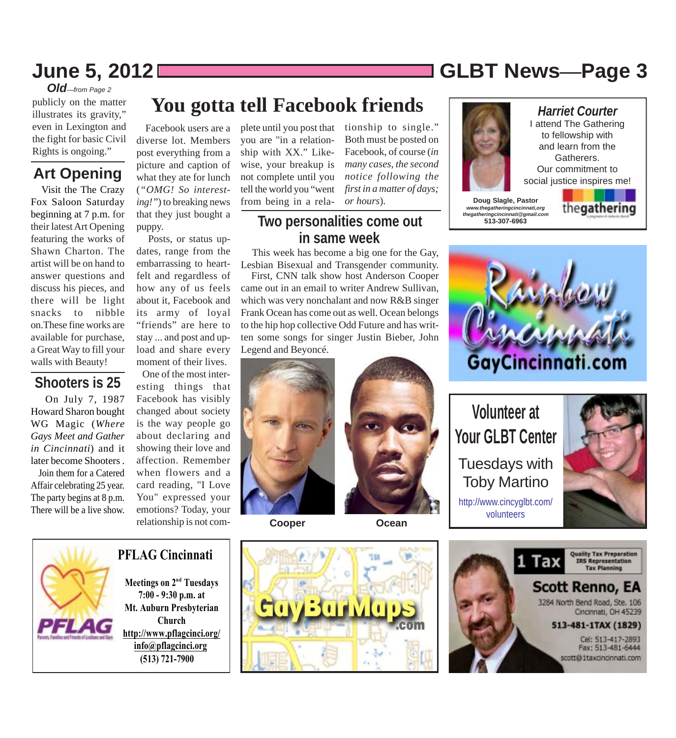*Old—from Page 2*

publicly on the matter illustrates its gravity," even in Lexington and the fight for basic Civil Rights is ongoing."

## Art Opening

Visit the The Crazy Fox Saloon Saturday beginning at 7 p.m. for their latest Art Opening featuring the works of Shawn Charton. The artist will be on hand to answer questions and discuss his pieces, and there will be light snacks to nibble on.These fine works are available for purchase, a Great Way to fill your walls with Beauty!

## Shooters is 25

On July 7, 1987 Howard Sharon bought WG Magic (*Where Gays Meet and Gather in Cincinnati*) and it later become Shooters .

Join them for a Catered Affair celebrating 25 year. The party begins at 8 p.m. There will be a live show.

# You gotta tell Facebook friends

Facebook users are a diverse lot. Members post everything from a picture and caption of what they ate for lunch (*"OMG! So interesting!"*) to breaking news that they just bought a puppy.

Posts, or status updates, range from the embarrassing to heartfelt and regardless of how any of us feels about it, Facebook and its army of loyal "friends" are here to stay ... and post and upload and share every moment of their lives.

One of the most interesting things that Facebook has visibly changed about society is the way people go about declaring and showing their love and affection. Remember when flowers and a card reading, "I Love You" expressed your emotions? Today, your relationship is not complete until you post that you are "in a relationship with XX." Likewise, your breakup is not complete until you tell the world you "went from being in a relationship to single." Both must be posted on Facebook, of course (*in many cases, the second notice following the first in a matter of days; or hours*).

## Two personalities come out in same week

This week has become a big one for the Gay, Lesbian Bisexual and Transgender community.

First, CNN talk show host Anderson Cooper came out in an email to writer Andrew Sullivan, which was very nonchalant and now R&B singer Frank Ocean has come out as well. Ocean belongs to the hip hop collective Odd Future and has written some songs for singer Justin Bieber, John Legend and Beyoncé.

Cooper

Ocean

**Harriet Courter**

I attend The Gathering to fellowship with and learn from the Gatherers.
Our commitment to social justice inspires me!

Doug Slagle, Pastor
www.thegatheringcincinnati.org
thegatheringcincinnati@gmail.com
513-307-6963

thegathering

Rainbow Cincinnati
GayCincinnati.com

**Volunteer at Your GLBT Center**

Tuesdays with Toby Martino

http://www.cincyglbt.com/volunteers

**PFLAG Cincinnati**

Meetings on 2nd Tuesdays
7:00 - 9:30 p.m. at
Mt. Auburn Presbyterian Church
http://www.pflagcinci.org/
info@pflagcinci.org
(513) 721-7900

PFLAG
Parents, Families and Friends of Lesbians and Gays

GayBarMaps.com

**1 Tax**
Quality Tax Preparation
IRS Representation
Tax Planning

**Scott Renno, EA**
3284 North Bend Road, Ste. 106
Cincinnati, OH 45239
513-481-1TAX (1829)
Cel: 513-417-2893
Fax: 513-481-6444
scott@1taxcincinnati.com